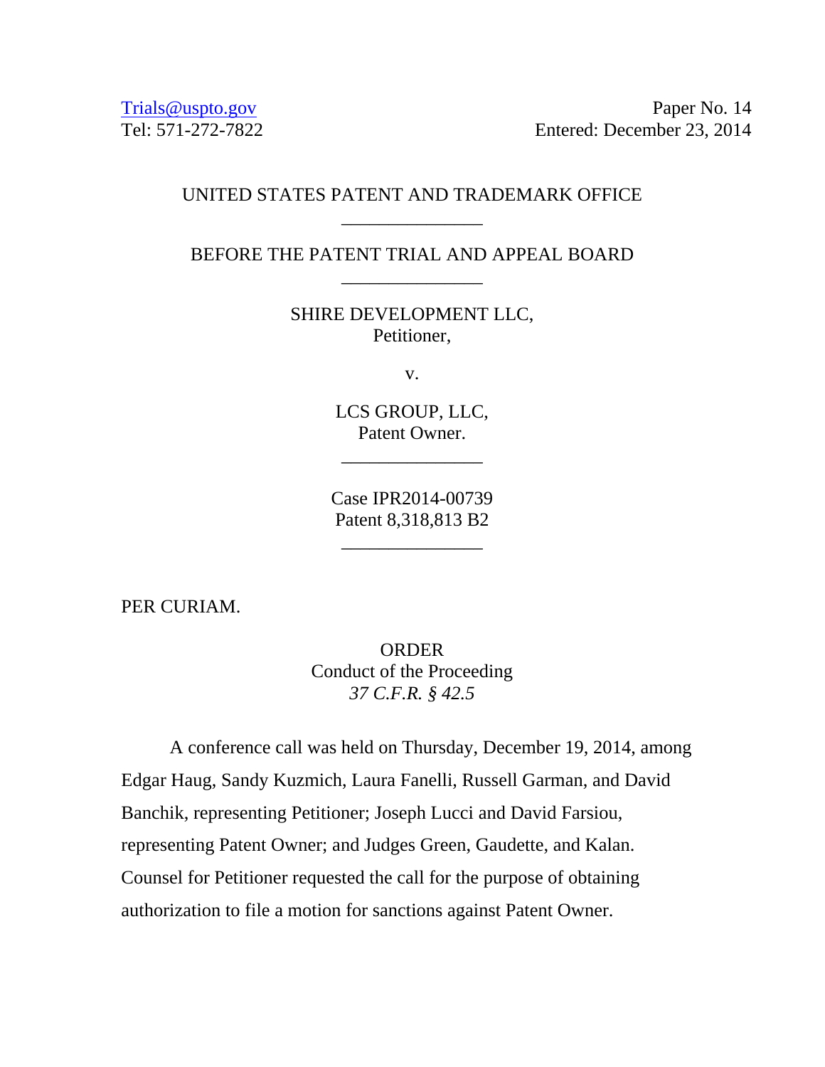Trials@uspto.gov
Tel: 571-272-7822

Paper No. 14
Entered: December 23, 2014

UNITED STATES PATENT AND TRADEMARK OFFICE

_______________

BEFORE THE PATENT TRIAL AND APPEAL BOARD

_______________

SHIRE DEVELOPMENT LLC,
Petitioner,

v.

LCS GROUP, LLC,
Patent Owner.

_______________

Case IPR2014-00739
Patent 8,318,813 B2

_______________

PER CURIAM.

ORDER
Conduct of the Proceeding
*37 C.F.R. § 42.5*

A conference call was held on Thursday, December 19, 2014, among Edgar Haug, Sandy Kuzmich, Laura Fanelli, Russell Garman, and David Banchik, representing Petitioner; Joseph Lucci and David Farsiou, representing Patent Owner; and Judges Green, Gaudette, and Kalan. Counsel for Petitioner requested the call for the purpose of obtaining authorization to file a motion for sanctions against Patent Owner.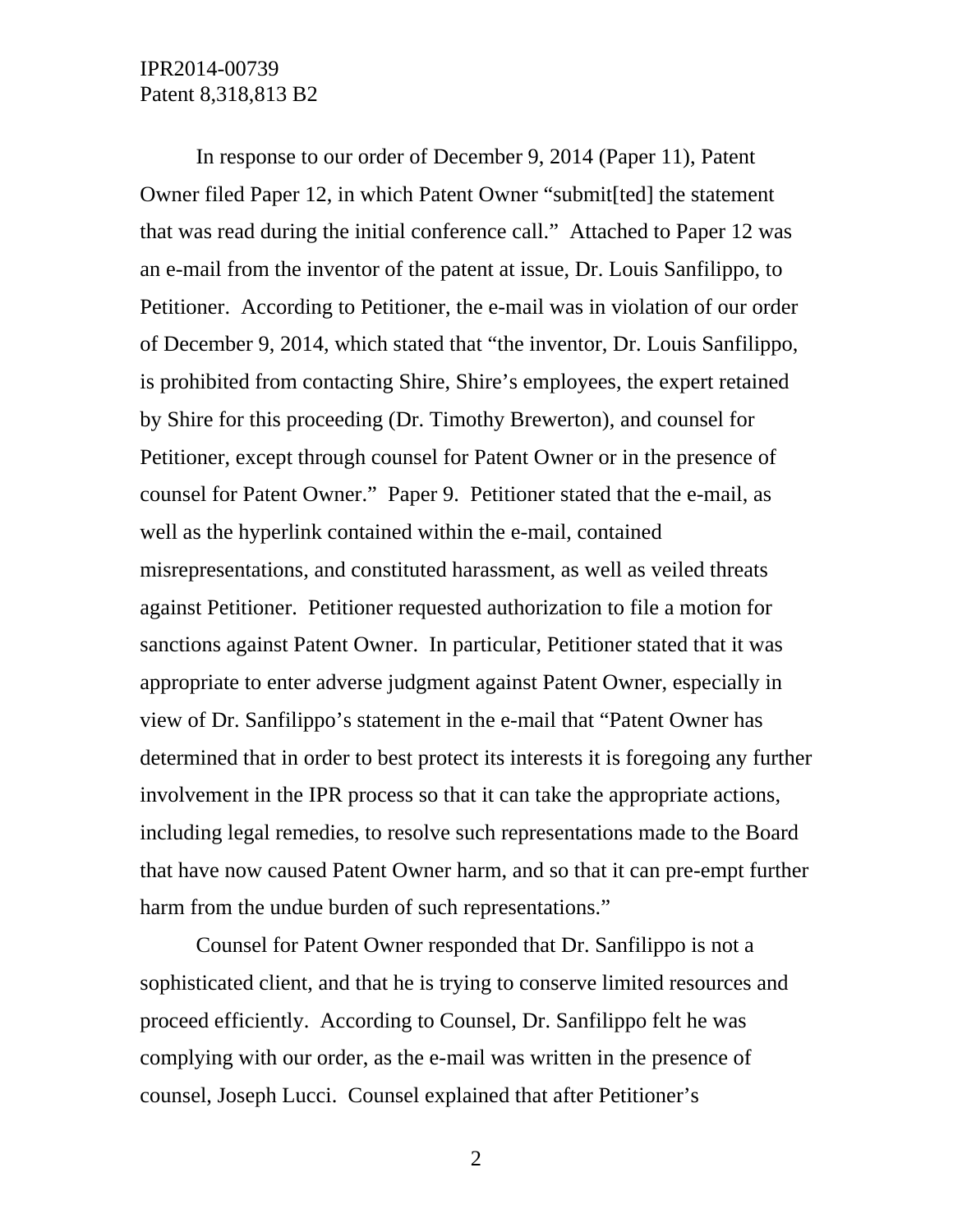In response to our order of December 9, 2014 (Paper 11), Patent Owner filed Paper 12, in which Patent Owner "submit[ted] the statement that was read during the initial conference call." Attached to Paper 12 was an e-mail from the inventor of the patent at issue, Dr. Louis Sanfilippo, to Petitioner. According to Petitioner, the e-mail was in violation of our order of December 9, 2014, which stated that "the inventor, Dr. Louis Sanfilippo, is prohibited from contacting Shire, Shire's employees, the expert retained by Shire for this proceeding (Dr. Timothy Brewerton), and counsel for Petitioner, except through counsel for Patent Owner or in the presence of counsel for Patent Owner." Paper 9. Petitioner stated that the e-mail, as well as the hyperlink contained within the e-mail, contained misrepresentations, and constituted harassment, as well as veiled threats against Petitioner. Petitioner requested authorization to file a motion for sanctions against Patent Owner. In particular, Petitioner stated that it was appropriate to enter adverse judgment against Patent Owner, especially in view of Dr. Sanfilippo's statement in the e-mail that "Patent Owner has determined that in order to best protect its interests it is foregoing any further involvement in the IPR process so that it can take the appropriate actions, including legal remedies, to resolve such representations made to the Board that have now caused Patent Owner harm, and so that it can pre-empt further harm from the undue burden of such representations."

Counsel for Patent Owner responded that Dr. Sanfilippo is not a sophisticated client, and that he is trying to conserve limited resources and proceed efficiently. According to Counsel, Dr. Sanfilippo felt he was complying with our order, as the e-mail was written in the presence of counsel, Joseph Lucci. Counsel explained that after Petitioner's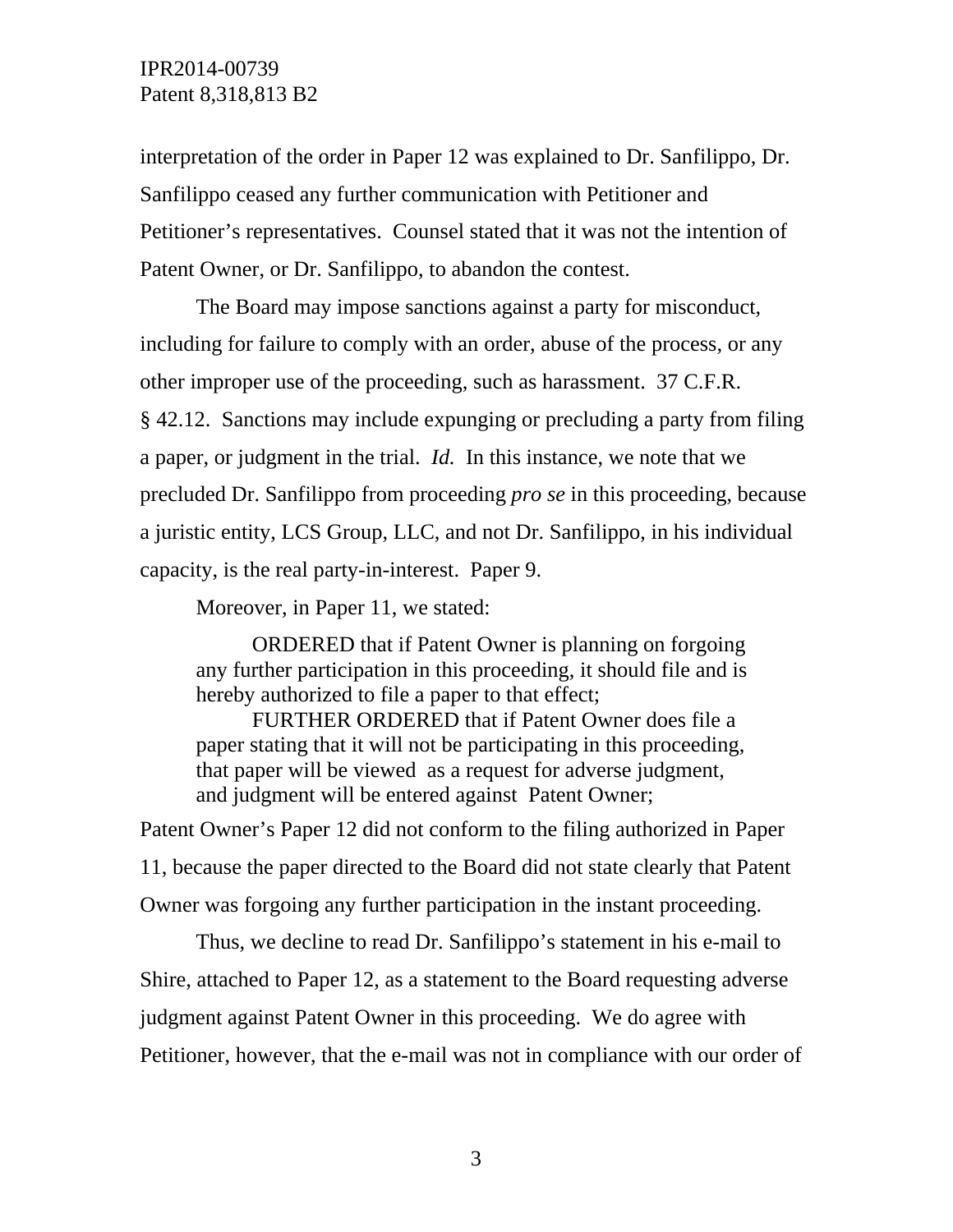interpretation of the order in Paper 12 was explained to Dr. Sanfilippo, Dr. Sanfilippo ceased any further communication with Petitioner and Petitioner's representatives. Counsel stated that it was not the intention of Patent Owner, or Dr. Sanfilippo, to abandon the contest.

The Board may impose sanctions against a party for misconduct, including for failure to comply with an order, abuse of the process, or any other improper use of the proceeding, such as harassment. 37 C.F.R. § 42.12. Sanctions may include expunging or precluding a party from filing a paper, or judgment in the trial. *Id.* In this instance, we note that we precluded Dr. Sanfilippo from proceeding *pro se* in this proceeding, because a juristic entity, LCS Group, LLC, and not Dr. Sanfilippo, in his individual capacity, is the real party-in-interest. Paper 9.

Moreover, in Paper 11, we stated:

> ORDERED that if Patent Owner is planning on forgoing any further participation in this proceeding, it should file and is hereby authorized to file a paper to that effect;
>
> FURTHER ORDERED that if Patent Owner does file a paper stating that it will not be participating in this proceeding, that paper will be viewed as a request for adverse judgment, and judgment will be entered against Patent Owner;

Patent Owner's Paper 12 did not conform to the filing authorized in Paper 11, because the paper directed to the Board did not state clearly that Patent Owner was forgoing any further participation in the instant proceeding.

Thus, we decline to read Dr. Sanfilippo's statement in his e-mail to Shire, attached to Paper 12, as a statement to the Board requesting adverse judgment against Patent Owner in this proceeding. We do agree with Petitioner, however, that the e-mail was not in compliance with our order of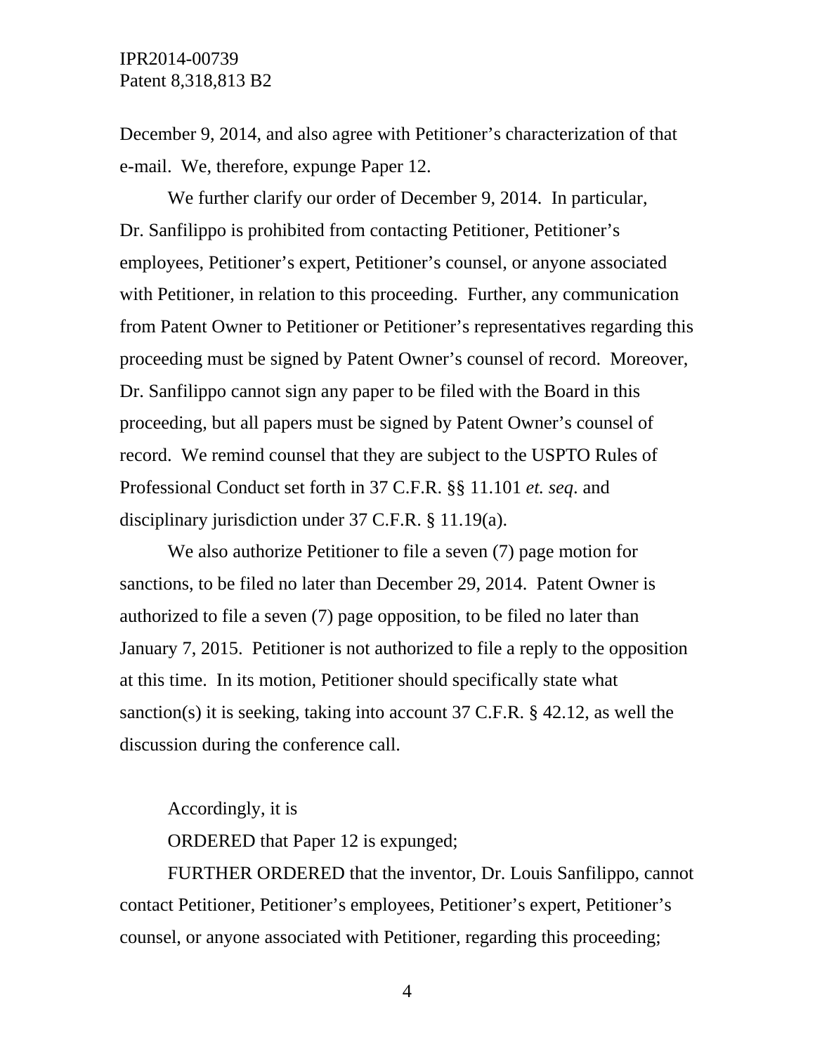December 9, 2014, and also agree with Petitioner's characterization of that e-mail. We, therefore, expunge Paper 12.

We further clarify our order of December 9, 2014. In particular, Dr. Sanfilippo is prohibited from contacting Petitioner, Petitioner's employees, Petitioner's expert, Petitioner's counsel, or anyone associated with Petitioner, in relation to this proceeding. Further, any communication from Patent Owner to Petitioner or Petitioner's representatives regarding this proceeding must be signed by Patent Owner's counsel of record. Moreover, Dr. Sanfilippo cannot sign any paper to be filed with the Board in this proceeding, but all papers must be signed by Patent Owner's counsel of record. We remind counsel that they are subject to the USPTO Rules of Professional Conduct set forth in 37 C.F.R. §§ 11.101 *et. seq*. and disciplinary jurisdiction under 37 C.F.R. § 11.19(a).

We also authorize Petitioner to file a seven (7) page motion for sanctions, to be filed no later than December 29, 2014. Patent Owner is authorized to file a seven (7) page opposition, to be filed no later than January 7, 2015. Petitioner is not authorized to file a reply to the opposition at this time. In its motion, Petitioner should specifically state what sanction(s) it is seeking, taking into account 37 C.F.R. § 42.12, as well the discussion during the conference call.

Accordingly, it is

ORDERED that Paper 12 is expunged;

FURTHER ORDERED that the inventor, Dr. Louis Sanfilippo, cannot contact Petitioner, Petitioner's employees, Petitioner's expert, Petitioner's counsel, or anyone associated with Petitioner, regarding this proceeding;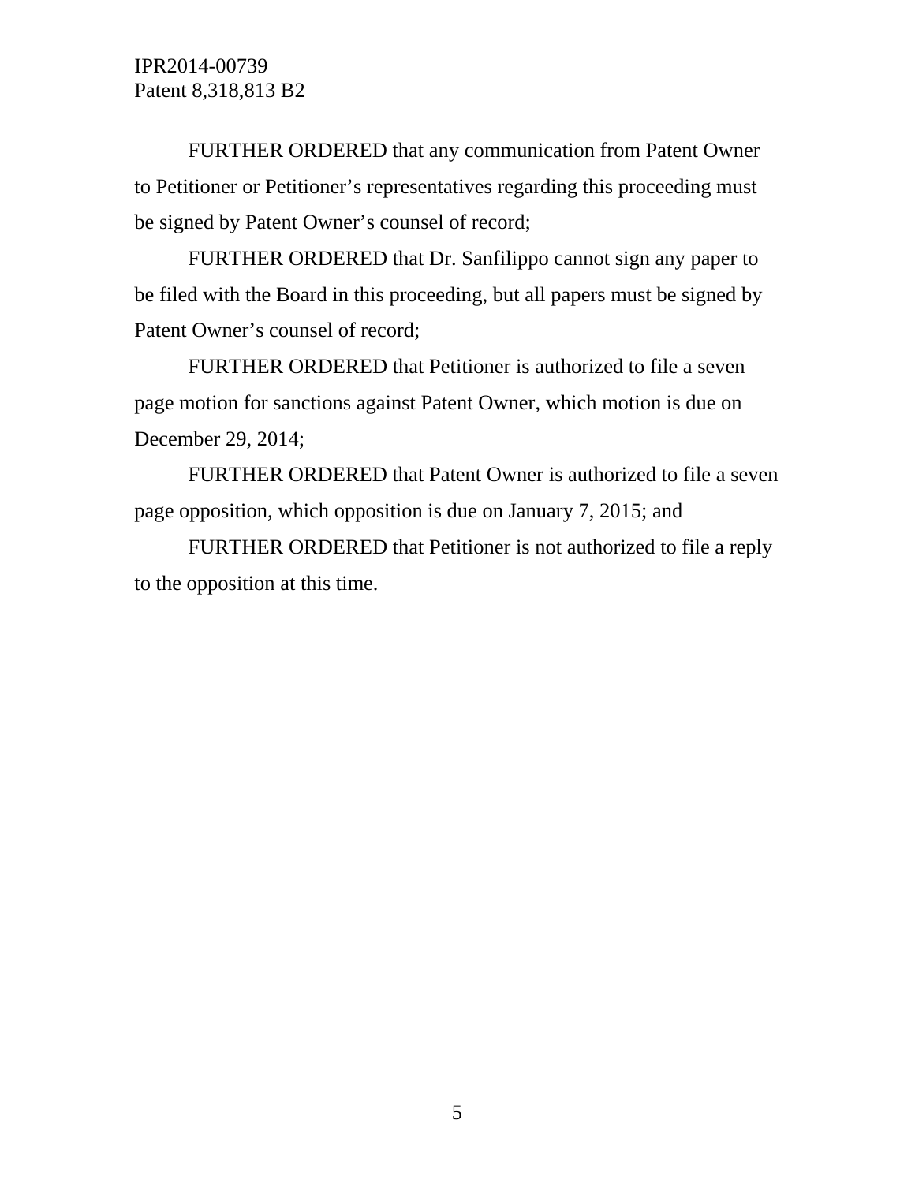FURTHER ORDERED that any communication from Patent Owner to Petitioner or Petitioner's representatives regarding this proceeding must be signed by Patent Owner's counsel of record;

FURTHER ORDERED that Dr. Sanfilippo cannot sign any paper to be filed with the Board in this proceeding, but all papers must be signed by Patent Owner's counsel of record;

FURTHER ORDERED that Petitioner is authorized to file a seven page motion for sanctions against Patent Owner, which motion is due on December 29, 2014;

FURTHER ORDERED that Patent Owner is authorized to file a seven page opposition, which opposition is due on January 7, 2015; and

FURTHER ORDERED that Petitioner is not authorized to file a reply to the opposition at this time.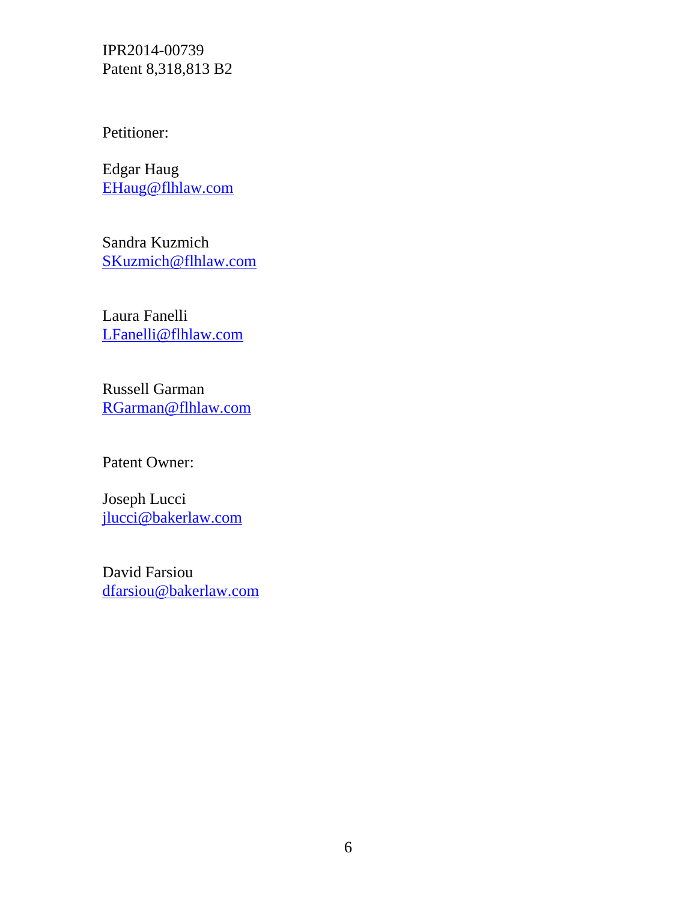Petitioner:

Edgar Haug
EHaug@flhlaw.com

Sandra Kuzmich
SKuzmich@flhlaw.com

Laura Fanelli
LFanelli@flhlaw.com

Russell Garman
RGarman@flhlaw.com

Patent Owner:

Joseph Lucci
jlucci@bakerlaw.com

David Farsiou
dfarsiou@bakerlaw.com